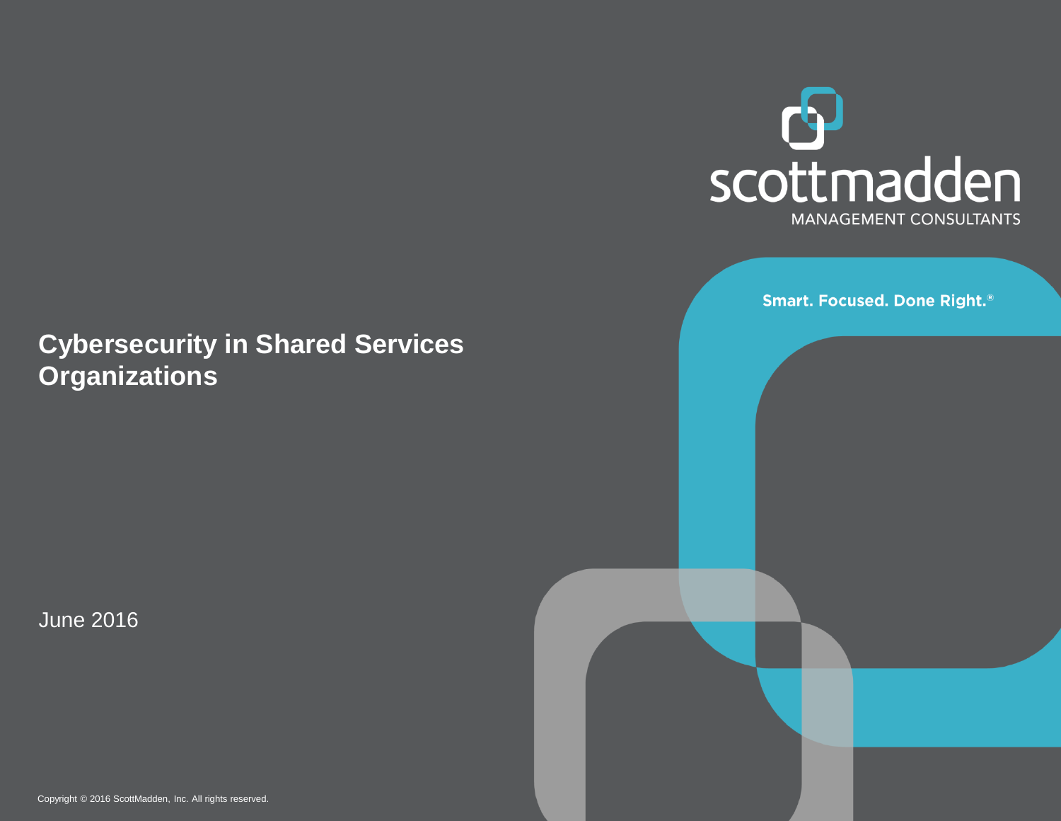scottmadden

MANAGEMENT CONSULTANTS

Smart. Focused. Done Right.®

# Cybersecurity in Shared Services Organizations

June 2016

Copyright © 2016 ScottMadden, Inc. All rights reserved.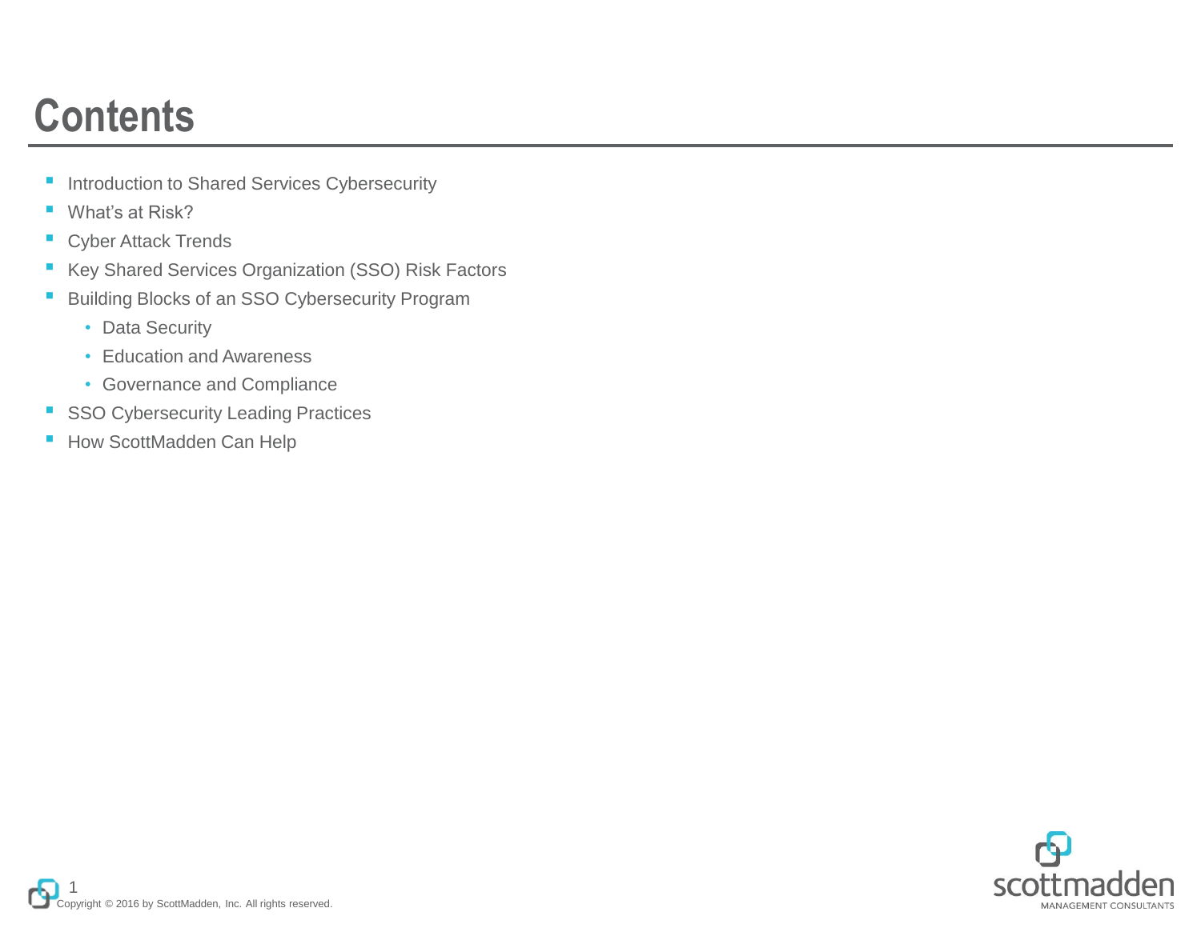# Contents

- Introduction to Shared Services Cybersecurity
- What's at Risk?
- Cyber Attack Trends
- Key Shared Services Organization (SSO) Risk Factors
- Building Blocks of an SSO Cybersecurity Program
    - Data Security
    - Education and Awareness
    - Governance and Compliance
- SSO Cybersecurity Leading Practices
- How ScottMadden Can Help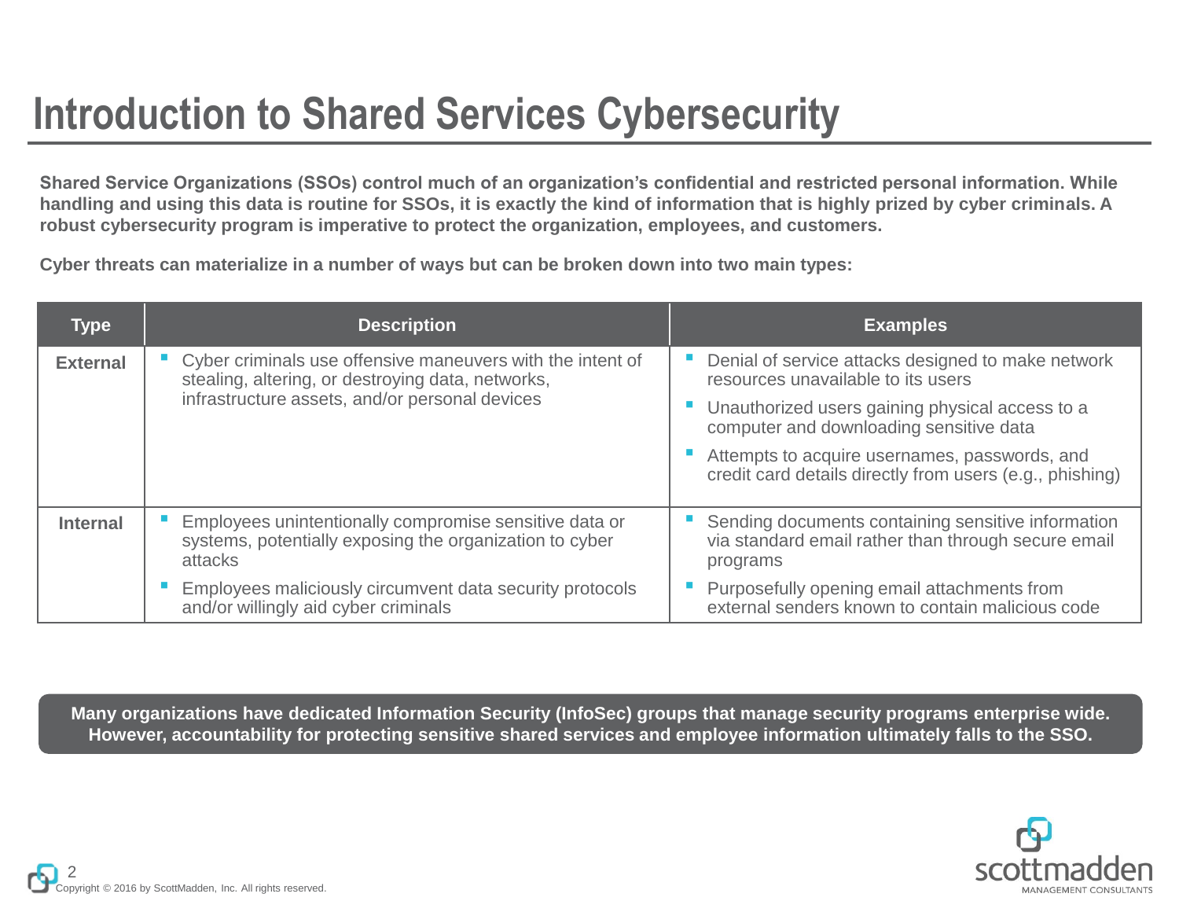# Introduction to Shared Services Cybersecurity

**Shared Service Organizations (SSOs) control much of an organization's confidential and restricted personal information. While handling and using this data is routine for SSOs, it is exactly the kind of information that is highly prized by cyber criminals. A robust cybersecurity program is imperative to protect the organization, employees, and customers.**

**Cyber threats can materialize in a number of ways but can be broken down into two main types:**

| Type | Description | Examples |
| --- | --- | --- |
| **External** | ▪ Cyber criminals use offensive maneuvers with the intent of stealing, altering, or destroying data, networks, infrastructure assets, and/or personal devices | ▪ Denial of service attacks designed to make network resources unavailable to its users<br>▪ Unauthorized users gaining physical access to a computer and downloading sensitive data<br>▪ Attempts to acquire usernames, passwords, and credit card details directly from users (e.g., phishing) |
| **Internal** | ▪ Employees unintentionally compromise sensitive data or systems, potentially exposing the organization to cyber attacks<br>▪ Employees maliciously circumvent data security protocols and/or willingly aid cyber criminals | ▪ Sending documents containing sensitive information via standard email rather than through secure email programs<br>▪ Purposefully opening email attachments from external senders known to contain malicious code |

**Many organizations have dedicated Information Security (InfoSec) groups that manage security programs enterprise wide. However, accountability for protecting sensitive shared services and employee information ultimately falls to the SSO.**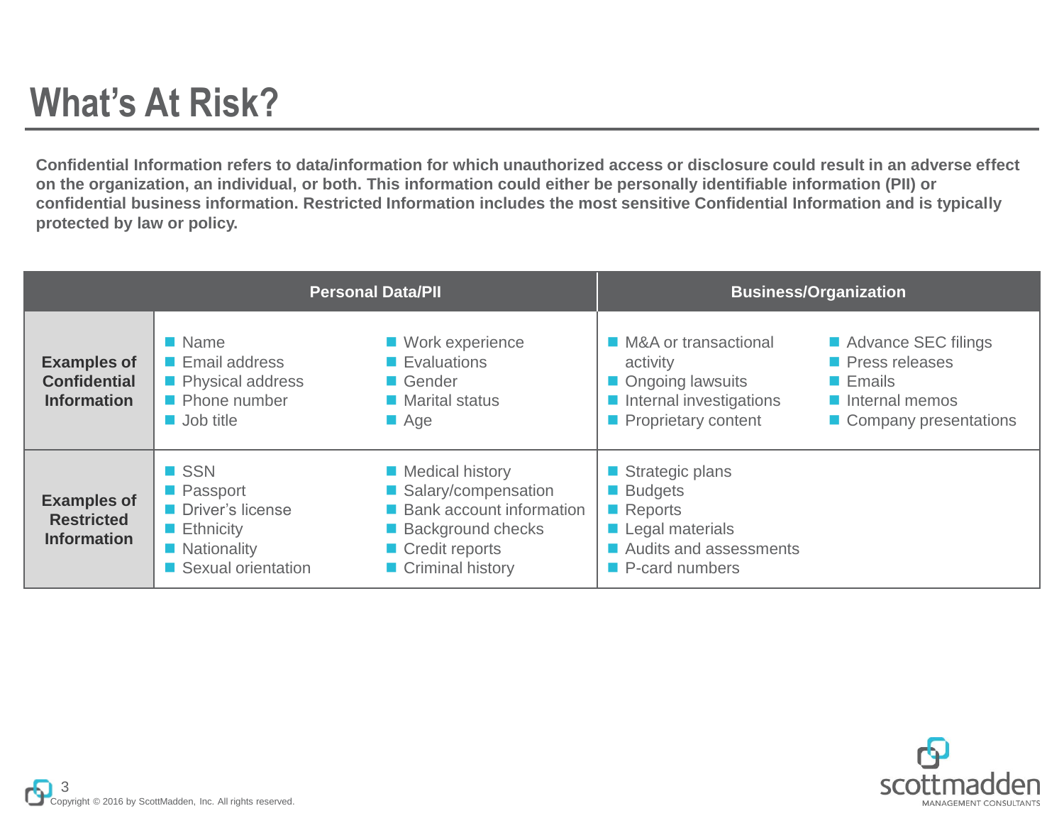# What's At Risk?

**Confidential Information refers to data/information for which unauthorized access or disclosure could result in an adverse effect on the organization, an individual, or both. This information could either be personally identifiable information (PII) or confidential business information. Restricted Information includes the most sensitive Confidential Information and is typically protected by law or policy.**

| | Personal Data/PII | Business/Organization |
|---|---|---|
| **Examples of Confidential Information** | Name<br>Email address<br>Physical address<br>Phone number<br>Job title<br>Work experience<br>Evaluations<br>Gender<br>Marital status<br>Age | M&A or transactional activity<br>Ongoing lawsuits<br>Internal investigations<br>Proprietary content<br>Advance SEC filings<br>Press releases<br>Emails<br>Internal memos<br>Company presentations |
| **Examples of Restricted Information** | SSN<br>Passport<br>Driver's license<br>Ethnicity<br>Nationality<br>Sexual orientation<br>Medical history<br>Salary/compensation<br>Bank account information<br>Background checks<br>Credit reports<br>Criminal history | Strategic plans<br>Budgets<br>Reports<br>Legal materials<br>Audits and assessments<br>P-card numbers |

Copyright © 2016 by ScottMadden, Inc. All rights reserved.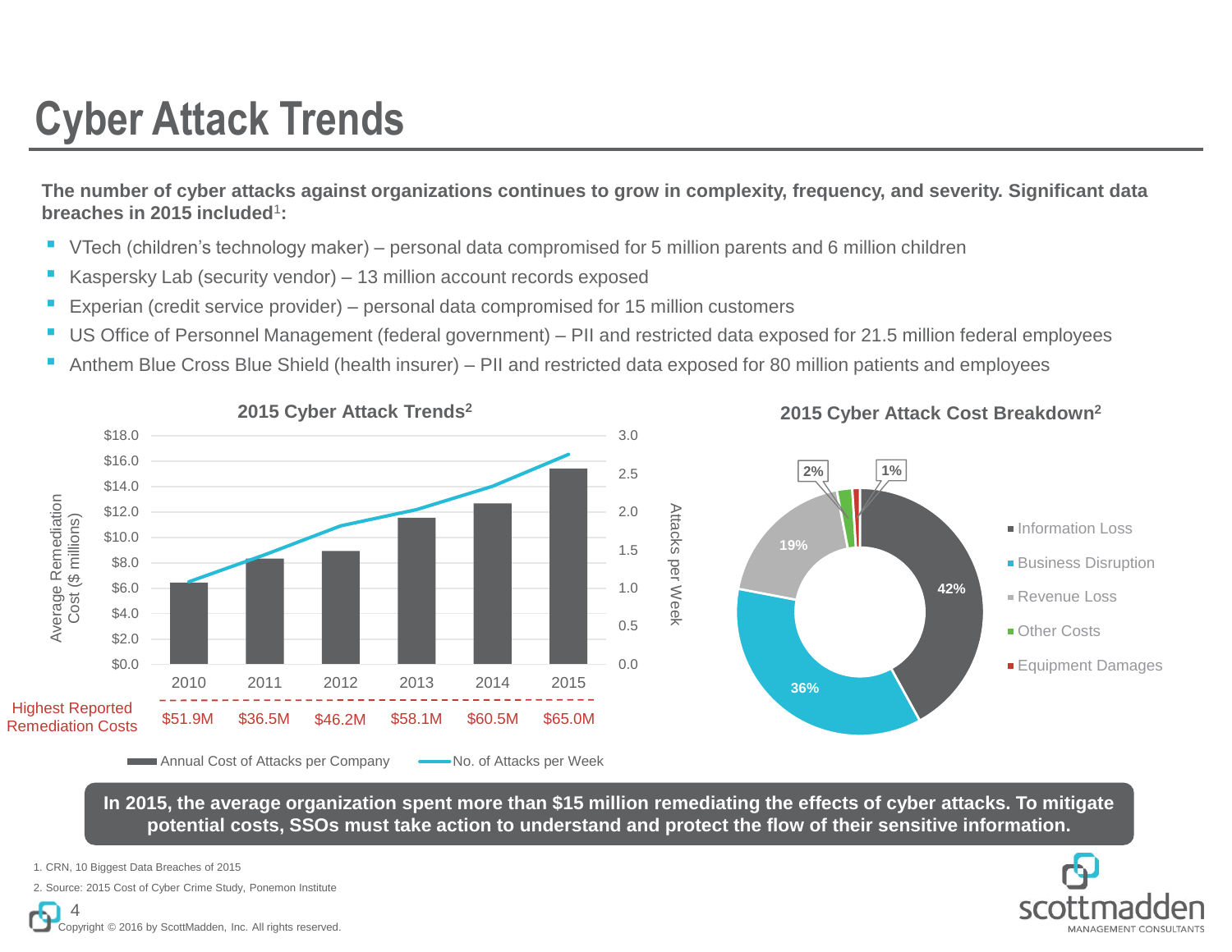# Cyber Attack Trends

**The number of cyber attacks against organizations continues to grow in complexity, frequency, and severity. Significant data breaches in 2015 included[1]:**

- VTech (children's technology maker) – personal data compromised for 5 million parents and 6 million children
- Kaspersky Lab (security vendor) – 13 million account records exposed
- Experian (credit service provider) – personal data compromised for 15 million customers
- US Office of Personnel Management (federal government) – PII and restricted data exposed for 21.5 million federal employees
- Anthem Blue Cross Blue Shield (health insurer) – PII and restricted data exposed for 80 million patients and employees

**2015 Cyber Attack Trends[2]**

| | 2010 | 2011 | 2012 | 2013 | 2014 | 2015 |
|---|---|---|---|---|---|---|
| Highest Reported Remediation Costs | $51.9M | $36.5M | $46.2M | $58.1M | $60.5M | $65.0M |

Legend: Annual Cost of Attacks per Company (Average Remediation Cost ($ millions)); No. of Attacks per Week

**2015 Cyber Attack Cost Breakdown[2]**

| Category | Share |
|---|---|
| Information Loss | 42% |
| Business Disruption | 36% |
| Revenue Loss | 19% |
| Other Costs | 2% |
| Equipment Damages | 1% |

**In 2015, the average organization spent more than $15 million remediating the effects of cyber attacks. To mitigate potential costs, SSOs must take action to understand and protect the flow of their sensitive information.**

1. CRN, 10 Biggest Data Breaches of 2015
2. Source: 2015 Cost of Cyber Crime Study, Ponemon Institute

Copyright © 2016 by ScottMadden, Inc. All rights reserved.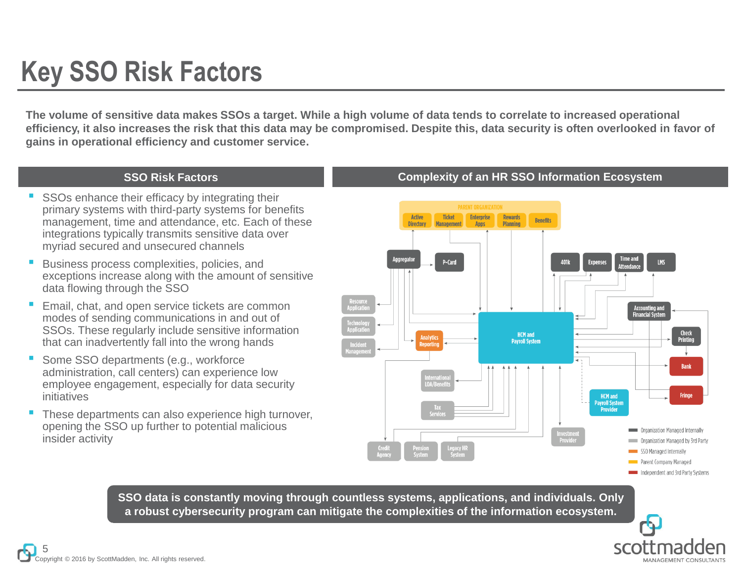# Key SSO Risk Factors

**The volume of sensitive data makes SSOs a target. While a high volume of data tends to correlate to increased operational efficiency, it also increases the risk that this data may be compromised. Despite this, data security is often overlooked in favor of gains in operational efficiency and customer service.**

## SSO Risk Factors

- SSOs enhance their efficacy by integrating their primary systems with third-party systems for benefits management, time and attendance, etc. Each of these integrations typically transmits sensitive data over myriad secured and unsecured channels
- Business process complexities, policies, and exceptions increase along with the amount of sensitive data flowing through the SSO
- Email, chat, and open service tickets are common modes of sending communications in and out of SSOs. These regularly include sensitive information that can inadvertently fall into the wrong hands
- Some SSO departments (e.g., workforce administration, call centers) can experience low employee engagement, especially for data security initiatives
- These departments can also experience high turnover, opening the SSO up further to potential malicious insider activity

## Complexity of an HR SSO Information Ecosystem

PARENT ORGANIZATION: Active Directory, Ticket Management, Enterprise Apps, Rewards Planning, Benefits

Aggregator, P-Card, 401k, Expenses, Time and Attendance, LMS, Resource Application, Technology Application, Incident Management, Analytics Reporting, HCM and Payroll System, Accounting and Financial System, Check Printing, Bank, Fringe, International LOA/Benefits, Tax Services, HCM and Payroll System Provider, Investment Provider, Credit Agency, Pension System, Legacy HR System

- Organization Managed Internally
- Organization Managed by 3rd Party
- SSO Managed Internally
- Parent Company Managed
- Independent and 3rd Party Systems

**SSO data is constantly moving through countless systems, applications, and individuals. Only a robust cybersecurity program can mitigate the complexities of the information ecosystem.**

Copyright © 2016 by ScottMadden, Inc. All rights reserved.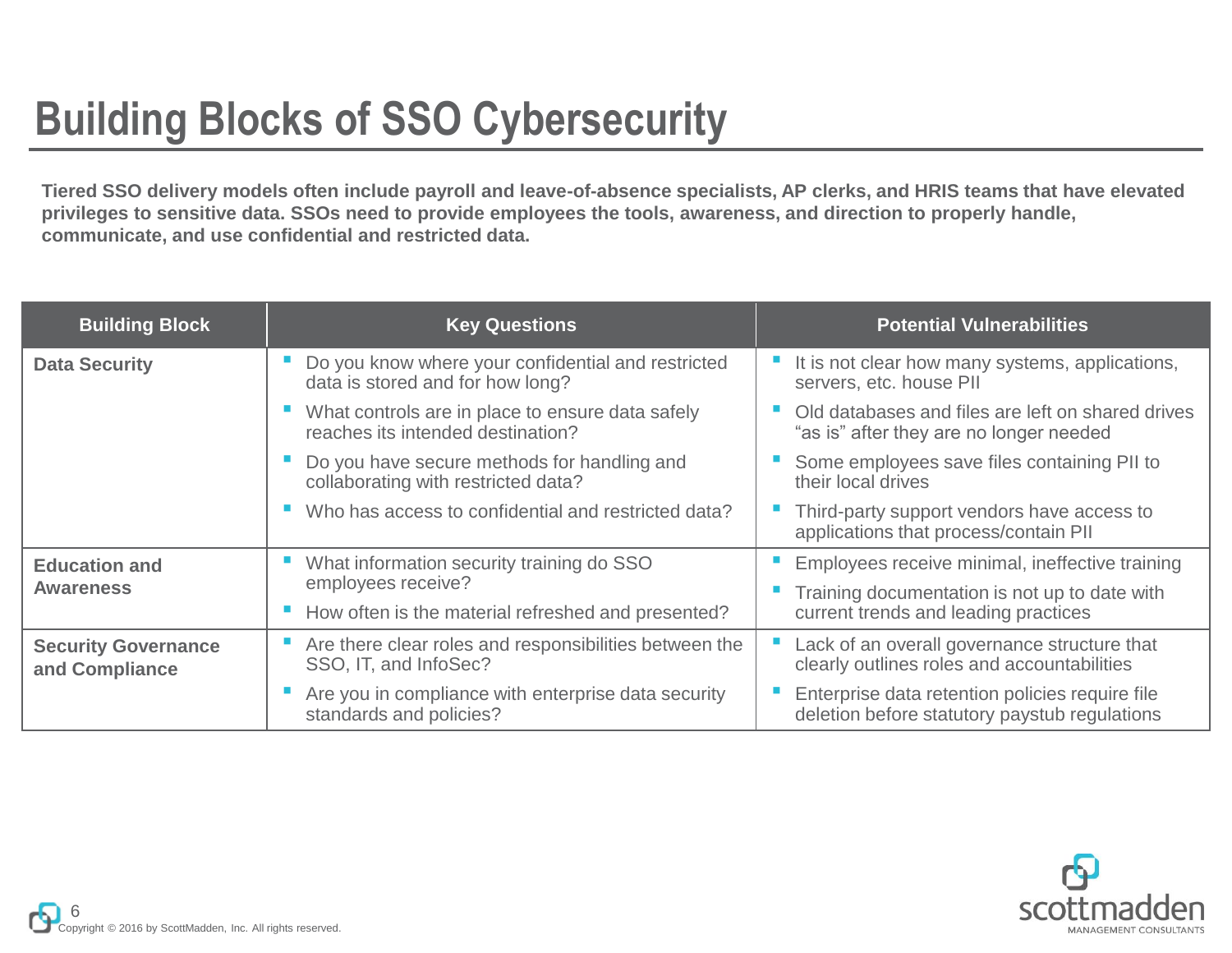# Building Blocks of SSO Cybersecurity

**Tiered SSO delivery models often include payroll and leave-of-absence specialists, AP clerks, and HRIS teams that have elevated privileges to sensitive data. SSOs need to provide employees the tools, awareness, and direction to properly handle, communicate, and use confidential and restricted data.**

| Building Block | Key Questions | Potential Vulnerabilities |
|---|---|---|
| **Data Security** | ▪ Do you know where your confidential and restricted data is stored and for how long?<br>▪ What controls are in place to ensure data safely reaches its intended destination?<br>▪ Do you have secure methods for handling and collaborating with restricted data?<br>▪ Who has access to confidential and restricted data? | ▪ It is not clear how many systems, applications, servers, etc. house PII<br>▪ Old databases and files are left on shared drives "as is" after they are no longer needed<br>▪ Some employees save files containing PII to their local drives<br>▪ Third-party support vendors have access to applications that process/contain PII |
| **Education and Awareness** | ▪ What information security training do SSO employees receive?<br>▪ How often is the material refreshed and presented? | ▪ Employees receive minimal, ineffective training<br>▪ Training documentation is not up to date with current trends and leading practices |
| **Security Governance and Compliance** | ▪ Are there clear roles and responsibilities between the SSO, IT, and InfoSec?<br>▪ Are you in compliance with enterprise data security standards and policies? | ▪ Lack of an overall governance structure that clearly outlines roles and accountabilities<br>▪ Enterprise data retention policies require file deletion before statutory paystub regulations |

Copyright © 2016 by ScottMadden, Inc. All rights reserved.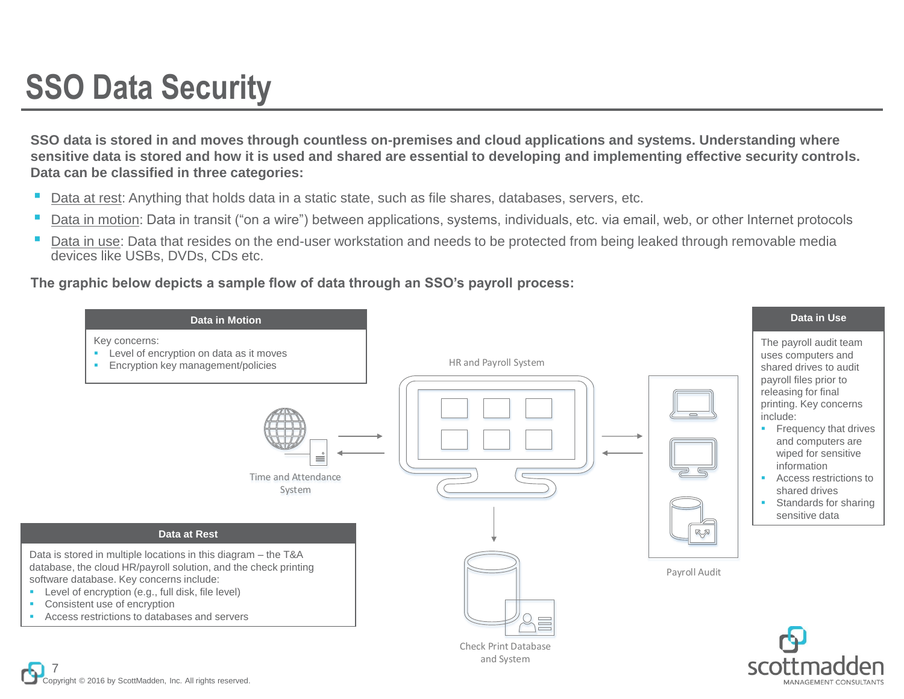# SSO Data Security

**SSO data is stored in and moves through countless on-premises and cloud applications and systems. Understanding where sensitive data is stored and how it is used and shared are essential to developing and implementing effective security controls. Data can be classified in three categories:**

- Data at rest: Anything that holds data in a static state, such as file shares, databases, servers, etc.
- Data in motion: Data in transit ("on a wire") between applications, systems, individuals, etc. via email, web, or other Internet protocols
- Data in use: Data that resides on the end-user workstation and needs to be protected from being leaked through removable media devices like USBs, DVDs, CDs etc.

**The graphic below depicts a sample flow of data through an SSO's payroll process:**

**Data in Motion**

Key concerns:
- Level of encryption on data as it moves
- Encryption key management/policies

Time and Attendance System

HR and Payroll System

Payroll Audit

Check Print Database and System

**Data in Use**

The payroll audit team uses computers and shared drives to audit payroll files prior to releasing for final printing. Key concerns include:
- Frequency that drives and computers are wiped for sensitive information
- Access restrictions to shared drives
- Standards for sharing sensitive data

**Data at Rest**

Data is stored in multiple locations in this diagram – the T&A database, the cloud HR/payroll solution, and the check printing software database. Key concerns include:
- Level of encryption (e.g., full disk, file level)
- Consistent use of encryption
- Access restrictions to databases and servers

Copyright © 2016 by ScottMadden, Inc. All rights reserved.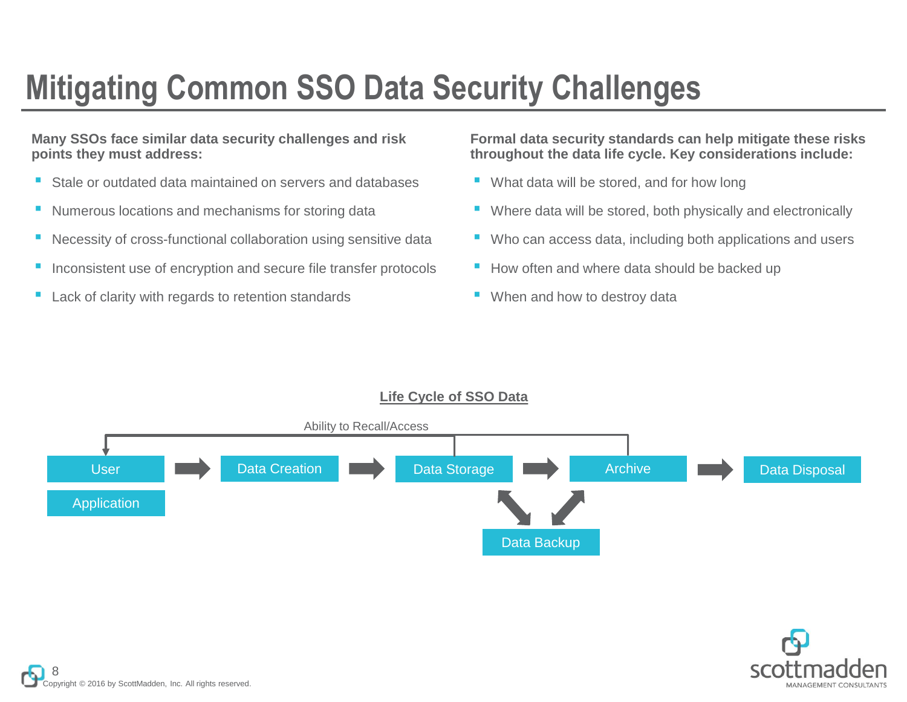# Mitigating Common SSO Data Security Challenges

**Many SSOs face similar data security challenges and risk points they must address:**

- Stale or outdated data maintained on servers and databases
- Numerous locations and mechanisms for storing data
- Necessity of cross-functional collaboration using sensitive data
- Inconsistent use of encryption and secure file transfer protocols
- Lack of clarity with regards to retention standards

**Formal data security standards can help mitigate these risks throughout the data life cycle. Key considerations include:**

- What data will be stored, and for how long
- Where data will be stored, both physically and electronically
- Who can access data, including both applications and users
- How often and where data should be backed up
- When and how to destroy data

**Life Cycle of SSO Data**

Ability to Recall/Access

User / Application → Data Creation → Data Storage → Archive → Data Disposal

Data Storage ↔ Data Backup ↔ Archive

Copyright © 2016 by ScottMadden, Inc. All rights reserved.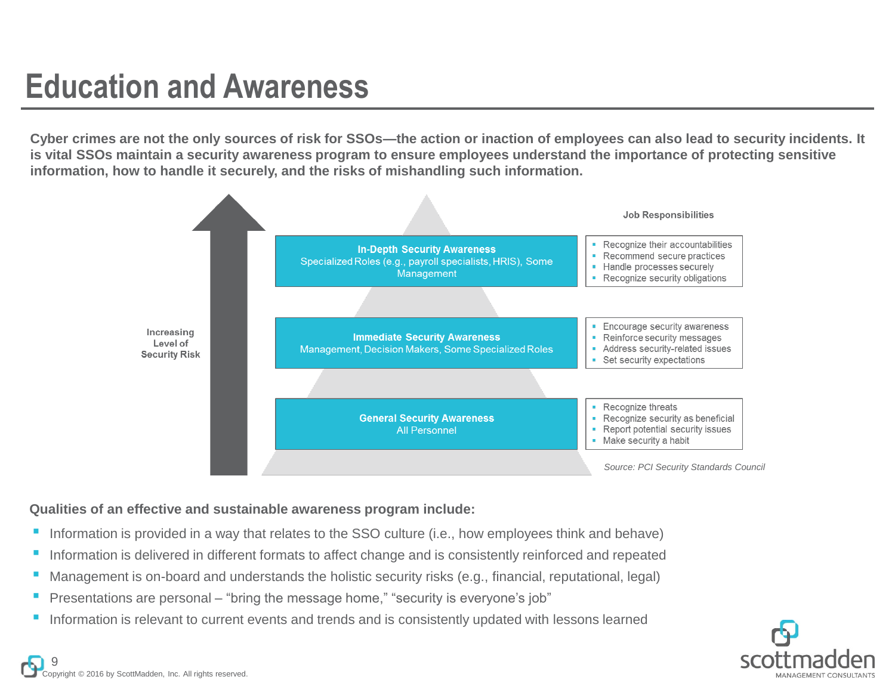# Education and Awareness

**Cyber crimes are not the only sources of risk for SSOs—the action or inaction of employees can also lead to security incidents. It is vital SSOs maintain a security awareness program to ensure employees understand the importance of protecting sensitive information, how to handle it securely, and the risks of mishandling such information.**

Increasing Level of Security Risk

| Awareness Level | Job Responsibilities |
|---|---|
| **In-Depth Security Awareness**<br>Specialized Roles (e.g., payroll specialists, HRIS), Some Management | ▪ Recognize their accountabilities<br>▪ Recommend secure practices<br>▪ Handle processes securely<br>▪ Recognize security obligations |
| **Immediate Security Awareness**<br>Management, Decision Makers, Some Specialized Roles | ▪ Encourage security awareness<br>▪ Reinforce security messages<br>▪ Address security-related issues<br>▪ Set security expectations |
| **General Security Awareness**<br>All Personnel | ▪ Recognize threats<br>▪ Recognize security as beneficial<br>▪ Report potential security issues<br>▪ Make security a habit |

*Source: PCI Security Standards Council*

**Qualities of an effective and sustainable awareness program include:**

- Information is provided in a way that relates to the SSO culture (i.e., how employees think and behave)
- Information is delivered in different formats to affect change and is consistently reinforced and repeated
- Management is on-board and understands the holistic security risks (e.g., financial, reputational, legal)
- Presentations are personal – “bring the message home,” “security is everyone’s job”
- Information is relevant to current events and trends and is consistently updated with lessons learned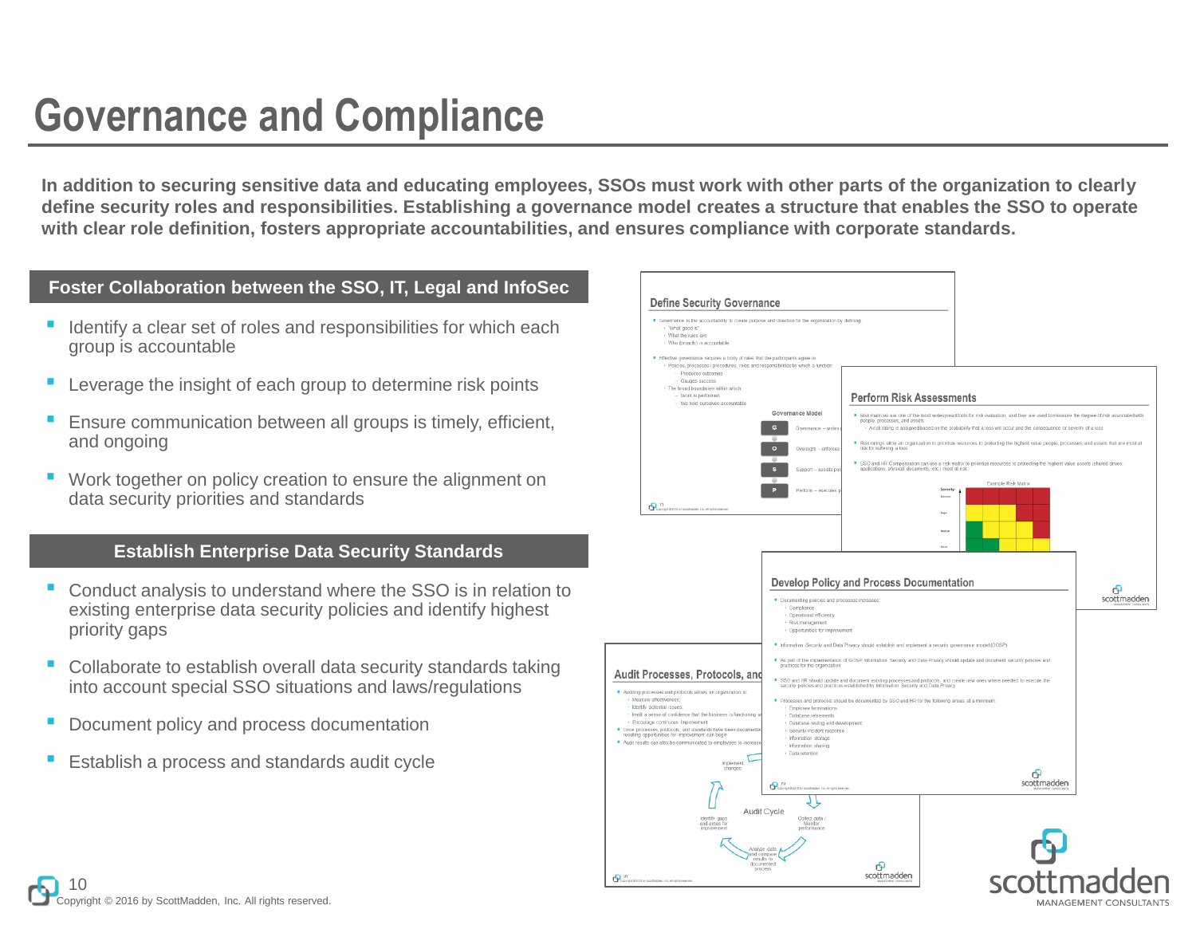# Governance and Compliance

**In addition to securing sensitive data and educating employees, SSOs must work with other parts of the organization to clearly define security roles and responsibilities. Establishing a governance model creates a structure that enables the SSO to operate with clear role definition, fosters appropriate accountabilities, and ensures compliance with corporate standards.**

## Foster Collaboration between the SSO, IT, Legal and InfoSec

- Identify a clear set of roles and responsibilities for which each group is accountable
- Leverage the insight of each group to determine risk points
- Ensure communication between all groups is timely, efficient, and ongoing
- Work together on policy creation to ensure the alignment on data security priorities and standards

## Establish Enterprise Data Security Standards

- Conduct analysis to understand where the SSO is in relation to existing enterprise data security policies and identify highest priority gaps
- Collaborate to establish overall data security standards taking into account special SSO situations and laws/regulations
- Document policy and process documentation
- Establish a process and standards audit cycle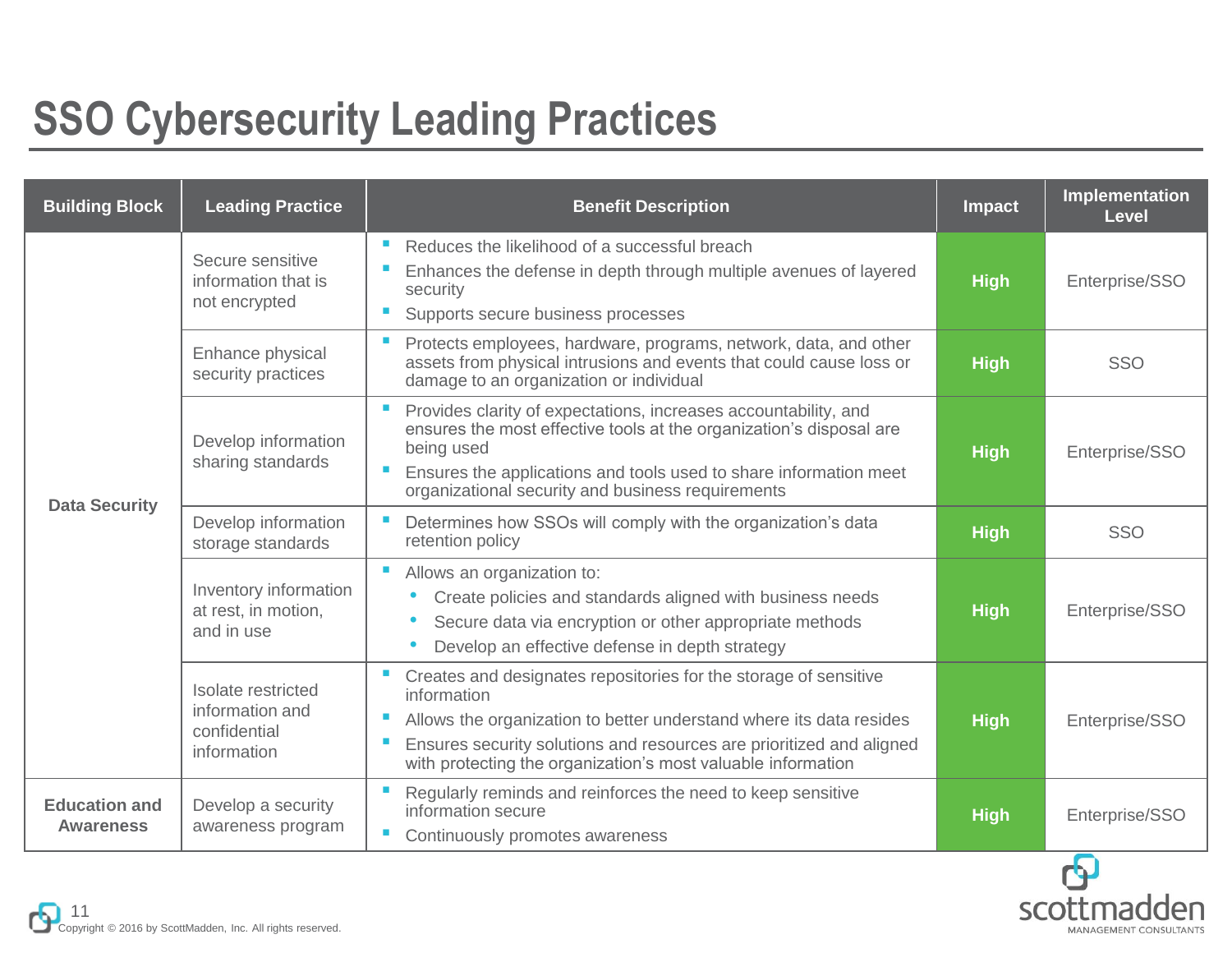# SSO Cybersecurity Leading Practices

| Building Block | Leading Practice | Benefit Description | Impact | Implementation Level |
|---|---|---|---|---|
| Data Security | Secure sensitive information that is not encrypted | ▪ Reduces the likelihood of a successful breach<br>▪ Enhances the defense in depth through multiple avenues of layered security<br>▪ Supports secure business processes | High | Enterprise/SSO |
| | Enhance physical security practices | ▪ Protects employees, hardware, programs, network, data, and other assets from physical intrusions and events that could cause loss or damage to an organization or individual | High | SSO |
| | Develop information sharing standards | ▪ Provides clarity of expectations, increases accountability, and ensures the most effective tools at the organization's disposal are being used<br>▪ Ensures the applications and tools used to share information meet organizational security and business requirements | High | Enterprise/SSO |
| | Develop information storage standards | ▪ Determines how SSOs will comply with the organization's data retention policy | High | SSO |
| | Inventory information at rest, in motion, and in use | ▪ Allows an organization to:<br>• Create policies and standards aligned with business needs<br>• Secure data via encryption or other appropriate methods<br>• Develop an effective defense in depth strategy | High | Enterprise/SSO |
| | Isolate restricted information and confidential information | ▪ Creates and designates repositories for the storage of sensitive information<br>▪ Allows the organization to better understand where its data resides<br>▪ Ensures security solutions and resources are prioritized and aligned with protecting the organization's most valuable information | High | Enterprise/SSO |
| Education and Awareness | Develop a security awareness program | ▪ Regularly reminds and reinforces the need to keep sensitive information secure<br>▪ Continuously promotes awareness | High | Enterprise/SSO |

Copyright © 2016 by ScottMadden, Inc. All rights reserved.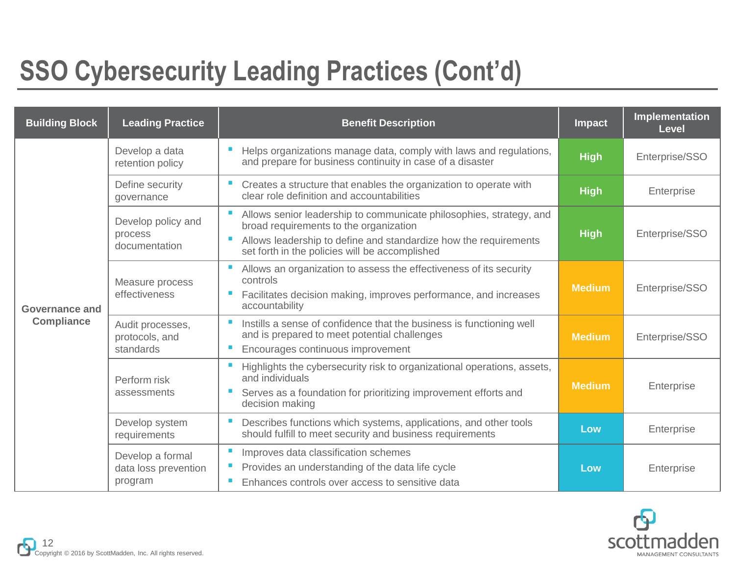# SSO Cybersecurity Leading Practices (Cont'd)

| Building Block | Leading Practice | Benefit Description | Impact | Implementation Level |
|---|---|---|---|---|
| Governance and Compliance | Develop a data retention policy | ▪ Helps organizations manage data, comply with laws and regulations, and prepare for business continuity in case of a disaster | High | Enterprise/SSO |
| | Define security governance | ▪ Creates a structure that enables the organization to operate with clear role definition and accountabilities | High | Enterprise |
| | Develop policy and process documentation | ▪ Allows senior leadership to communicate philosophies, strategy, and broad requirements to the organization<br>▪ Allows leadership to define and standardize how the requirements set forth in the policies will be accomplished | High | Enterprise/SSO |
| | Measure process effectiveness | ▪ Allows an organization to assess the effectiveness of its security controls<br>▪ Facilitates decision making, improves performance, and increases accountability | Medium | Enterprise/SSO |
| | Audit processes, protocols, and standards | ▪ Instills a sense of confidence that the business is functioning well and is prepared to meet potential challenges<br>▪ Encourages continuous improvement | Medium | Enterprise/SSO |
| | Perform risk assessments | ▪ Highlights the cybersecurity risk to organizational operations, assets, and individuals<br>▪ Serves as a foundation for prioritizing improvement efforts and decision making | Medium | Enterprise |
| | Develop system requirements | ▪ Describes functions which systems, applications, and other tools should fulfill to meet security and business requirements | Low | Enterprise |
| | Develop a formal data loss prevention program | ▪ Improves data classification schemes<br>▪ Provides an understanding of the data life cycle<br>▪ Enhances controls over access to sensitive data | Low | Enterprise |

Copyright © 2016 by ScottMadden, Inc. All rights reserved.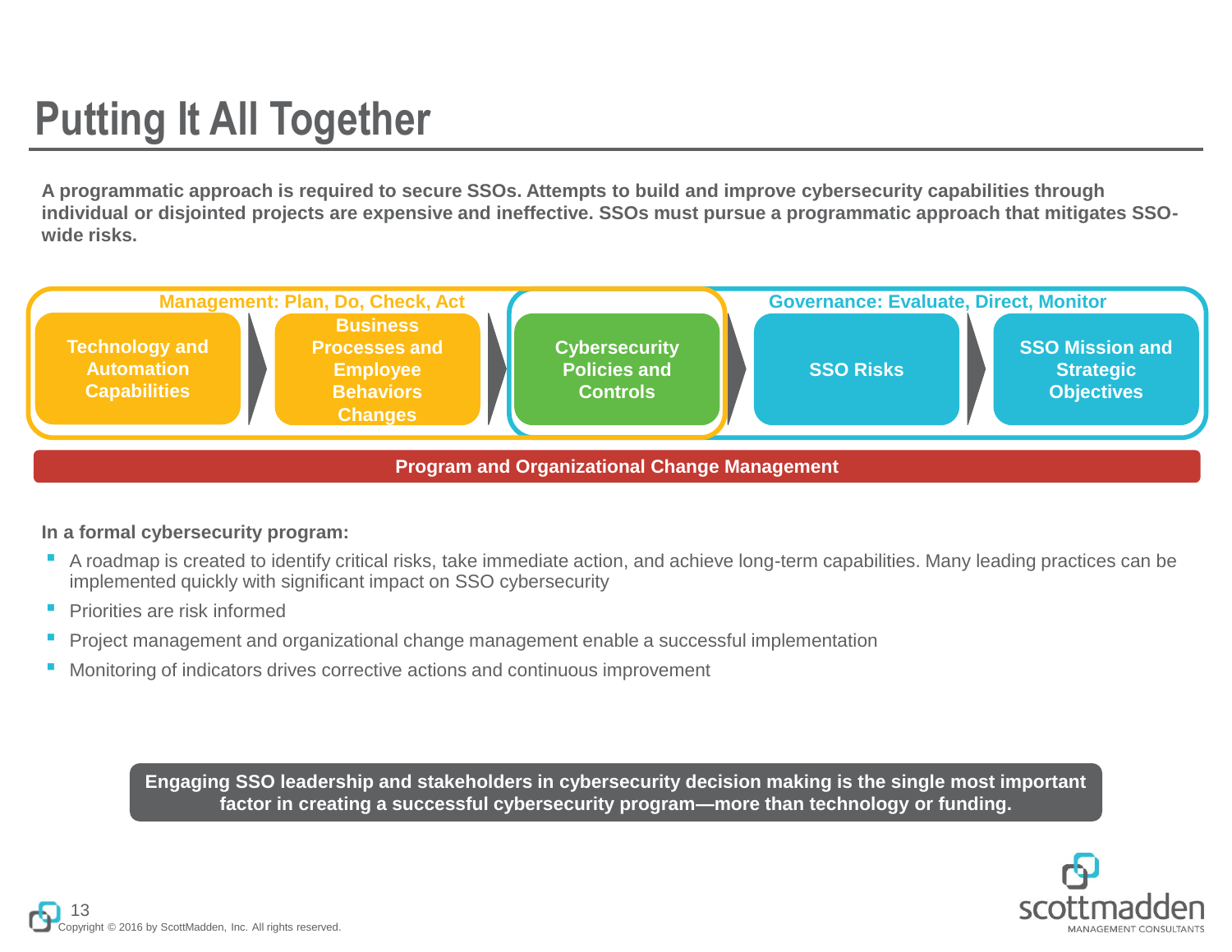# Putting It All Together

**A programmatic approach is required to secure SSOs. Attempts to build and improve cybersecurity capabilities through individual or disjointed projects are expensive and ineffective. SSOs must pursue a programmatic approach that mitigates SSO-wide risks.**

**Management: Plan, Do, Check, Act**

**Governance: Evaluate, Direct, Monitor**

**Technology and Automation Capabilities** → **Business Processes and Employee Behaviors Changes** → **Cybersecurity Policies and Controls** → **SSO Risks** → **SSO Mission and Strategic Objectives**

**Program and Organizational Change Management**

**In a formal cybersecurity program:**

- A roadmap is created to identify critical risks, take immediate action, and achieve long-term capabilities. Many leading practices can be implemented quickly with significant impact on SSO cybersecurity
- Priorities are risk informed
- Project management and organizational change management enable a successful implementation
- Monitoring of indicators drives corrective actions and continuous improvement

**Engaging SSO leadership and stakeholders in cybersecurity decision making is the single most important factor in creating a successful cybersecurity program—more than technology or funding.**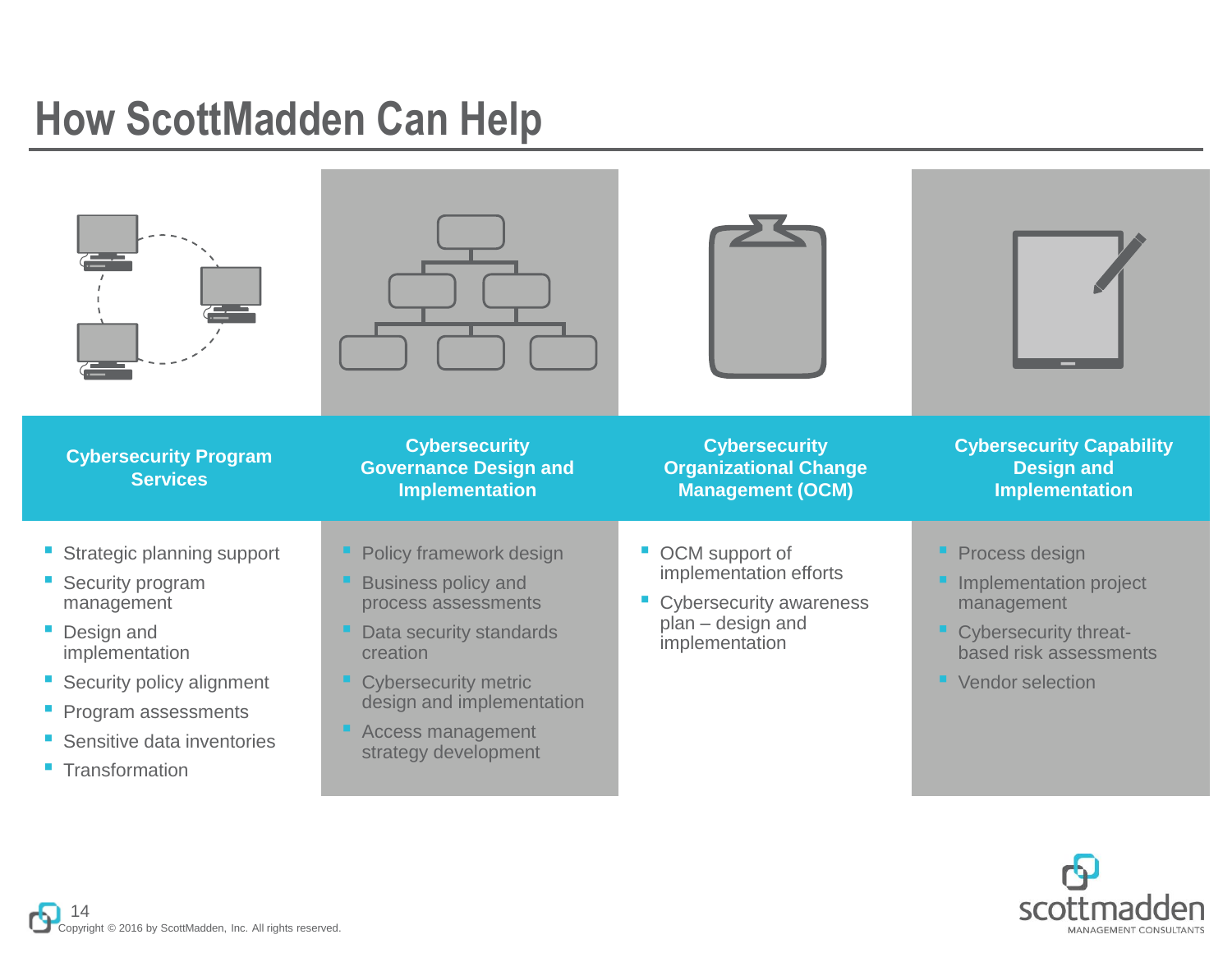# How ScottMadden Can Help

## Cybersecurity Program Services

- Strategic planning support
- Security program management
- Design and implementation
- Security policy alignment
- Program assessments
- Sensitive data inventories
- Transformation

## Cybersecurity Governance Design and Implementation

- Policy framework design
- Business policy and process assessments
- Data security standards creation
- Cybersecurity metric design and implementation
- Access management strategy development

## Cybersecurity Organizational Change Management (OCM)

- OCM support of implementation efforts
- Cybersecurity awareness plan – design and implementation

## Cybersecurity Capability Design and Implementation

- Process design
- Implementation project management
- Cybersecurity threat-based risk assessments
- Vendor selection

Copyright © 2016 by ScottMadden, Inc. All rights reserved.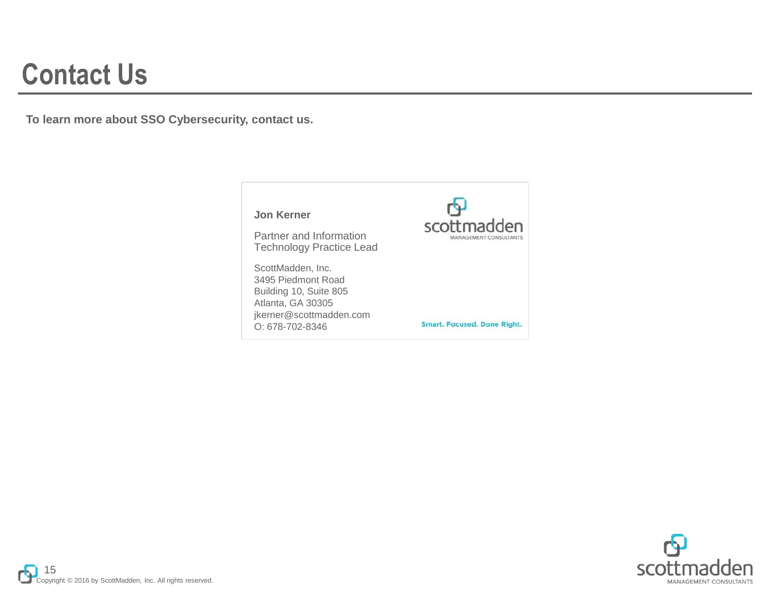# Contact Us

**To learn more about SSO Cybersecurity, contact us.**

**Jon Kerner**

Partner and Information Technology Practice Lead

ScottMadden, Inc.
3495 Piedmont Road
Building 10, Suite 805
Atlanta, GA 30305
jkerner@scottmadden.com
O: 678-702-8346

scottmadden
MANAGEMENT CONSULTANTS

Smart. Focused. Done Right.

Copyright © 2016 by ScottMadden, Inc. All rights reserved.